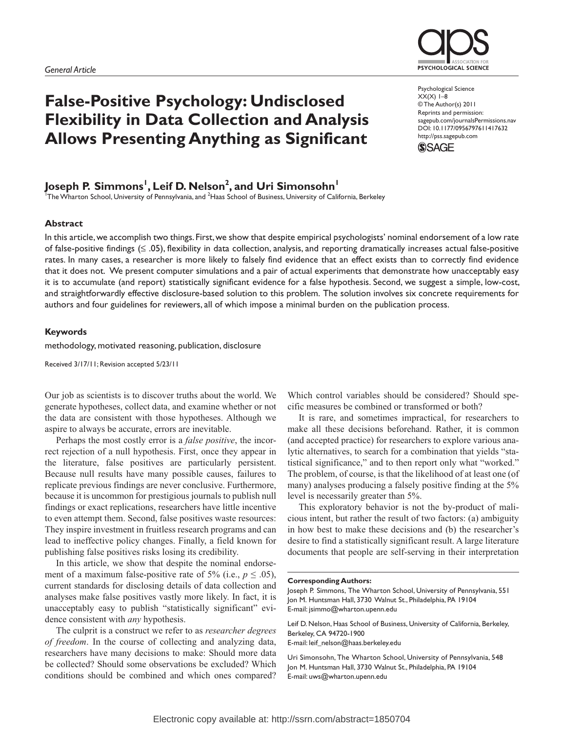*General Article*

# False-Positive Psychology: Undisclosed Flexibility in Data Collection and Analysis Allows Presenting Anything as Significant

Psychological Science
XX(X) 1–8
© The Author(s) 2011
Reprints and permission:
sagepub.com/journalsPermissions.nav
DOI: 10.1177/0956797611417632
http://pss.sagepub.com

**Joseph P. Simmons[1], Leif D. Nelson[2], and Uri Simonsohn[1]**

[1]The Wharton School, University of Pennsylvania, and [2]Haas School of Business, University of California, Berkeley

### Abstract

In this article, we accomplish two things. First, we show that despite empirical psychologists' nominal endorsement of a low rate of false-positive findings (≤ .05), flexibility in data collection, analysis, and reporting dramatically increases actual false-positive rates. In many cases, a researcher is more likely to falsely find evidence that an effect exists than to correctly find evidence that it does not. We present computer simulations and a pair of actual experiments that demonstrate how unacceptably easy it is to accumulate (and report) statistically significant evidence for a false hypothesis. Second, we suggest a simple, low-cost, and straightforwardly effective disclosure-based solution to this problem. The solution involves six concrete requirements for authors and four guidelines for reviewers, all of which impose a minimal burden on the publication process.

### Keywords

methodology, motivated reasoning, publication, disclosure

Received 3/17/11; Revision accepted 5/23/11

Our job as scientists is to discover truths about the world. We generate hypotheses, collect data, and examine whether or not the data are consistent with those hypotheses. Although we aspire to always be accurate, errors are inevitable.

Perhaps the most costly error is a *false positive*, the incorrect rejection of a null hypothesis. First, once they appear in the literature, false positives are particularly persistent. Because null results have many possible causes, failures to replicate previous findings are never conclusive. Furthermore, because it is uncommon for prestigious journals to publish null findings or exact replications, researchers have little incentive to even attempt them. Second, false positives waste resources: They inspire investment in fruitless research programs and can lead to ineffective policy changes. Finally, a field known for publishing false positives risks losing its credibility.

In this article, we show that despite the nominal endorsement of a maximum false-positive rate of 5% (i.e., $p \leq .05$), current standards for disclosing details of data collection and analyses make false positives vastly more likely. In fact, it is unacceptably easy to publish "statistically significant" evidence consistent with *any* hypothesis.

The culprit is a construct we refer to as *researcher degrees of freedom*. In the course of collecting and analyzing data, researchers have many decisions to make: Should more data be collected? Should some observations be excluded? Which conditions should be combined and which ones compared? Which control variables should be considered? Should specific measures be combined or transformed or both?

It is rare, and sometimes impractical, for researchers to make all these decisions beforehand. Rather, it is common (and accepted practice) for researchers to explore various analytic alternatives, to search for a combination that yields "statistical significance," and to then report only what "worked." The problem, of course, is that the likelihood of at least one (of many) analyses producing a falsely positive finding at the 5% level is necessarily greater than 5%.

This exploratory behavior is not the by-product of malicious intent, but rather the result of two factors: (a) ambiguity in how best to make these decisions and (b) the researcher's desire to find a statistically significant result. A large literature documents that people are self-serving in their interpretation

**Corresponding Authors:**

Joseph P. Simmons, The Wharton School, University of Pennsylvania, 551 Jon M. Huntsman Hall, 3730 Walnut St., Philadelphia, PA 19104
E-mail: jsimmo@wharton.upenn.edu

Leif D. Nelson, Haas School of Business, University of California, Berkeley, Berkeley, CA 94720-1900
E-mail: leif_nelson@haas.berkeley.edu

Uri Simonsohn, The Wharton School, University of Pennsylvania, 548 Jon M. Huntsman Hall, 3730 Walnut St., Philadelphia, PA 19104
E-mail: uws@wharton.upenn.edu

Electronic copy available at: http://ssrn.com/abstract=1850704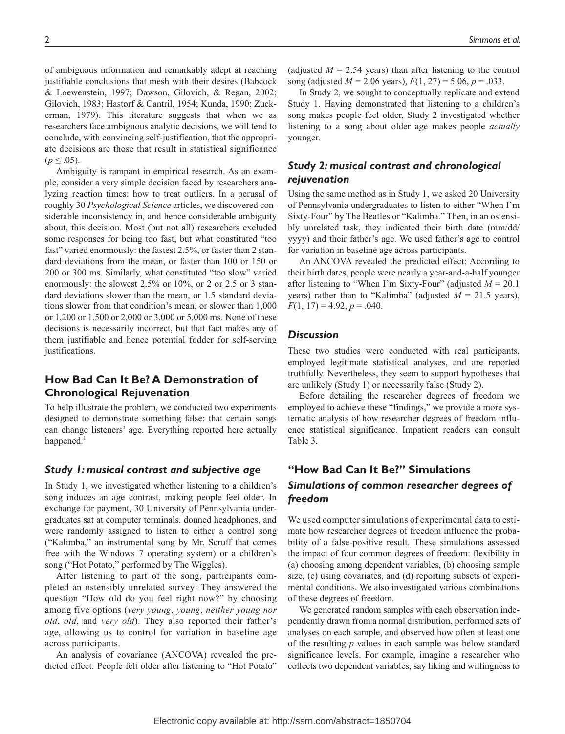of ambiguous information and remarkably adept at reaching justifiable conclusions that mesh with their desires (Babcock & Loewenstein, 1997; Dawson, Gilovich, & Regan, 2002; Gilovich, 1983; Hastorf & Cantril, 1954; Kunda, 1990; Zuckerman, 1979). This literature suggests that when we as researchers face ambiguous analytic decisions, we will tend to conclude, with convincing self-justification, that the appropriate decisions are those that result in statistical significance ($p \leq .05$).

Ambiguity is rampant in empirical research. As an example, consider a very simple decision faced by researchers analyzing reaction times: how to treat outliers. In a perusal of roughly 30 *Psychological Science* articles, we discovered considerable inconsistency in, and hence considerable ambiguity about, this decision. Most (but not all) researchers excluded some responses for being too fast, but what constituted "too fast" varied enormously: the fastest 2.5%, or faster than 2 standard deviations from the mean, or faster than 100 or 150 or 200 or 300 ms. Similarly, what constituted "too slow" varied enormously: the slowest 2.5% or 10%, or 2 or 2.5 or 3 standard deviations slower than the mean, or 1.5 standard deviations slower from that condition's mean, or slower than 1,000 or 1,200 or 1,500 or 2,000 or 3,000 or 5,000 ms. None of these decisions is necessarily incorrect, but that fact makes any of them justifiable and hence potential fodder for self-serving justifications.

## How Bad Can It Be? A Demonstration of Chronological Rejuvenation

To help illustrate the problem, we conducted two experiments designed to demonstrate something false: that certain songs can change listeners' age. Everything reported here actually happened.[1]

### *Study 1: musical contrast and subjective age*

In Study 1, we investigated whether listening to a children's song induces an age contrast, making people feel older. In exchange for payment, 30 University of Pennsylvania undergraduates sat at computer terminals, donned headphones, and were randomly assigned to listen to either a control song ("Kalimba," an instrumental song by Mr. Scruff that comes free with the Windows 7 operating system) or a children's song ("Hot Potato," performed by The Wiggles).

After listening to part of the song, participants completed an ostensibly unrelated survey: They answered the question "How old do you feel right now?" by choosing among five options (*very young*, *young*, *neither young nor old*, *old*, and *very old*). They also reported their father's age, allowing us to control for variation in baseline age across participants.

An analysis of covariance (ANCOVA) revealed the predicted effect: People felt older after listening to "Hot Potato" (adjusted $M = 2.54$ years) than after listening to the control song (adjusted $M = 2.06$ years), $F(1, 27) = 5.06$, $p = .033$.

In Study 2, we sought to conceptually replicate and extend Study 1. Having demonstrated that listening to a children's song makes people feel older, Study 2 investigated whether listening to a song about older age makes people *actually* younger.

### *Study 2: musical contrast and chronological rejuvenation*

Using the same method as in Study 1, we asked 20 University of Pennsylvania undergraduates to listen to either "When I'm Sixty-Four" by The Beatles or "Kalimba." Then, in an ostensibly unrelated task, they indicated their birth date (mm/dd/yyyy) and their father's age. We used father's age to control for variation in baseline age across participants.

An ANCOVA revealed the predicted effect: According to their birth dates, people were nearly a year-and-a-half younger after listening to "When I'm Sixty-Four" (adjusted $M = 20.1$ years) rather than to "Kalimba" (adjusted $M = 21.5$ years), $F(1, 17) = 4.92$, $p = .040$.

### *Discussion*

These two studies were conducted with real participants, employed legitimate statistical analyses, and are reported truthfully. Nevertheless, they seem to support hypotheses that are unlikely (Study 1) or necessarily false (Study 2).

Before detailing the researcher degrees of freedom we employed to achieve these "findings," we provide a more systematic analysis of how researcher degrees of freedom influence statistical significance. Impatient readers can consult Table 3.

## "How Bad Can It Be?" Simulations

### *Simulations of common researcher degrees of freedom*

We used computer simulations of experimental data to estimate how researcher degrees of freedom influence the probability of a false-positive result. These simulations assessed the impact of four common degrees of freedom: flexibility in (a) choosing among dependent variables, (b) choosing sample size, (c) using covariates, and (d) reporting subsets of experimental conditions. We also investigated various combinations of these degrees of freedom.

We generated random samples with each observation independently drawn from a normal distribution, performed sets of analyses on each sample, and observed how often at least one of the resulting $p$ values in each sample was below standard significance levels. For example, imagine a researcher who collects two dependent variables, say liking and willingness to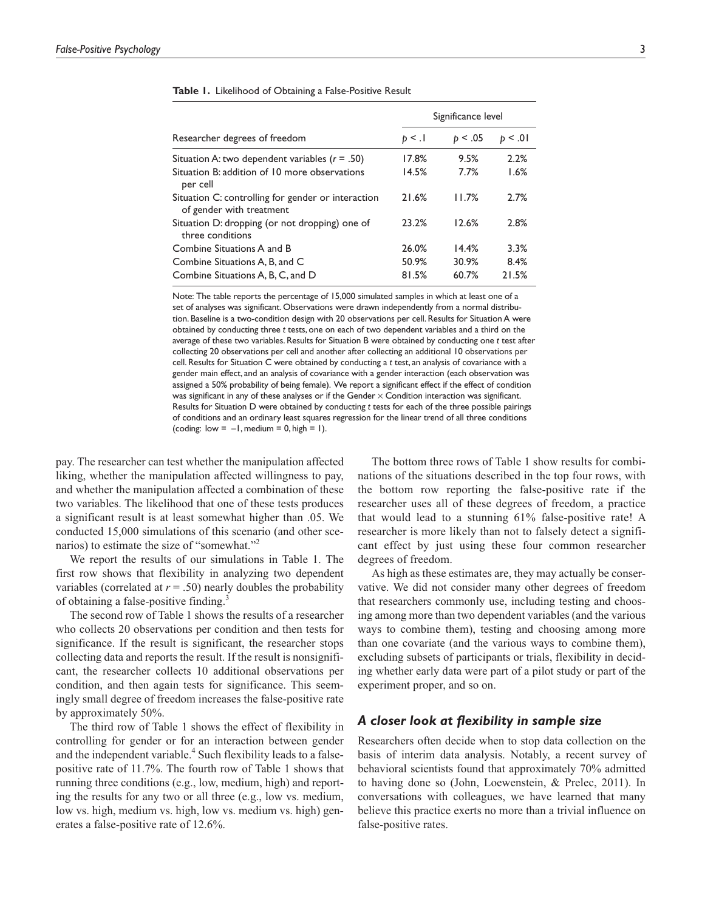**Table 1.** Likelihood of Obtaining a False-Positive Result

| | Significance level | | |
|---|---|---|---|
| Researcher degrees of freedom | $p < .1$ | $p < .05$ | $p < .01$ |
| Situation A: two dependent variables ($r = .50$) | 17.8% | 9.5% | 2.2% |
| Situation B: addition of 10 more observations per cell | 14.5% | 7.7% | 1.6% |
| Situation C: controlling for gender or interaction of gender with treatment | 21.6% | 11.7% | 2.7% |
| Situation D: dropping (or not dropping) one of three conditions | 23.2% | 12.6% | 2.8% |
| Combine Situations A and B | 26.0% | 14.4% | 3.3% |
| Combine Situations A, B, and C | 50.9% | 30.9% | 8.4% |
| Combine Situations A, B, C, and D | 81.5% | 60.7% | 21.5% |

Note: The table reports the percentage of 15,000 simulated samples in which at least one of a set of analyses was significant. Observations were drawn independently from a normal distribution. Baseline is a two-condition design with 20 observations per cell. Results for Situation A were obtained by conducting three *t* tests, one on each of two dependent variables and a third on the average of these two variables. Results for Situation B were obtained by conducting one *t* test after collecting 20 observations per cell and another after collecting an additional 10 observations per cell. Results for Situation C were obtained by conducting a *t* test, an analysis of covariance with a gender main effect, and an analysis of covariance with a gender interaction (each observation was assigned a 50% probability of being female). We report a significant effect if the effect of condition was significant in any of these analyses or if the Gender × Condition interaction was significant. Results for Situation D were obtained by conducting *t* tests for each of the three possible pairings of conditions and an ordinary least squares regression for the linear trend of all three conditions (coding: low = −1, medium = 0, high = 1).

pay. The researcher can test whether the manipulation affected liking, whether the manipulation affected willingness to pay, and whether the manipulation affected a combination of these two variables. The likelihood that one of these tests produces a significant result is at least somewhat higher than .05. We conducted 15,000 simulations of this scenario (and other scenarios) to estimate the size of "somewhat."[2]

We report the results of our simulations in Table 1. The first row shows that flexibility in analyzing two dependent variables (correlated at $r = .50$) nearly doubles the probability of obtaining a false-positive finding.[3]

The second row of Table 1 shows the results of a researcher who collects 20 observations per condition and then tests for significance. If the result is significant, the researcher stops collecting data and reports the result. If the result is nonsignificant, the researcher collects 10 additional observations per condition, and then again tests for significance. This seemingly small degree of freedom increases the false-positive rate by approximately 50%.

The third row of Table 1 shows the effect of flexibility in controlling for gender or for an interaction between gender and the independent variable.[4] Such flexibility leads to a false-positive rate of 11.7%. The fourth row of Table 1 shows that running three conditions (e.g., low, medium, high) and reporting the results for any two or all three (e.g., low vs. medium, low vs. high, medium vs. high, low vs. medium vs. high) generates a false-positive rate of 12.6%.

The bottom three rows of Table 1 show results for combinations of the situations described in the top four rows, with the bottom row reporting the false-positive rate if the researcher uses all of these degrees of freedom, a practice that would lead to a stunning 61% false-positive rate! A researcher is more likely than not to falsely detect a significant effect by just using these four common researcher degrees of freedom.

As high as these estimates are, they may actually be conservative. We did not consider many other degrees of freedom that researchers commonly use, including testing and choosing among more than two dependent variables (and the various ways to combine them), testing and choosing among more than one covariate (and the various ways to combine them), excluding subsets of participants or trials, flexibility in deciding whether early data were part of a pilot study or part of the experiment proper, and so on.

### *A closer look at flexibility in sample size*

Researchers often decide when to stop data collection on the basis of interim data analysis. Notably, a recent survey of behavioral scientists found that approximately 70% admitted to having done so (John, Loewenstein, & Prelec, 2011). In conversations with colleagues, we have learned that many believe this practice exerts no more than a trivial influence on false-positive rates.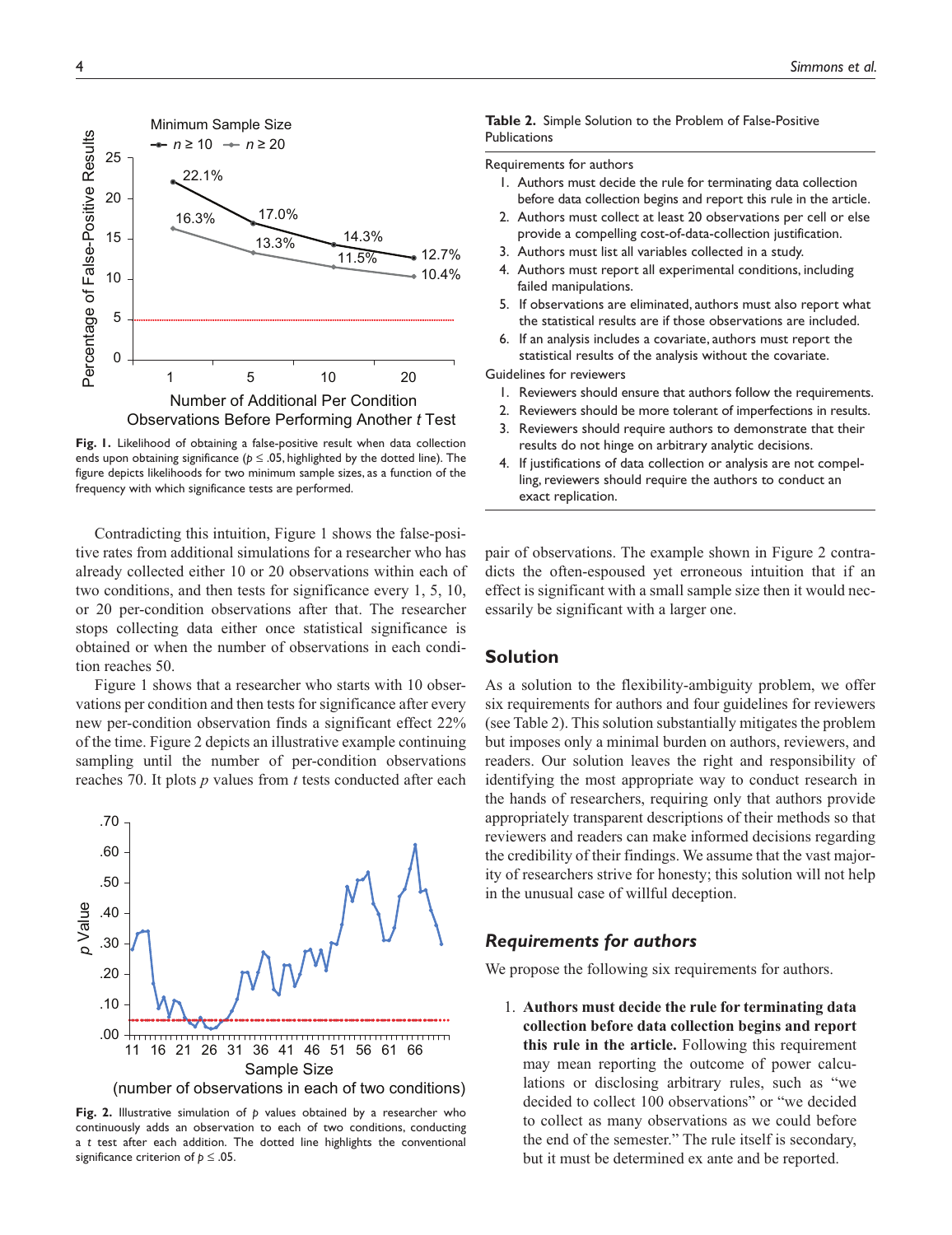Fig. 1. Likelihood of obtaining a false-positive result when data collection ends upon obtaining significance ($p \leq .05$, highlighted by the dotted line). The figure depicts likelihoods for two minimum sample sizes, as a function of the frequency with which significance tests are performed.

Contradicting this intuition, Figure 1 shows the false-positive rates from additional simulations for a researcher who has already collected either 10 or 20 observations within each of two conditions, and then tests for significance every 1, 5, 10, or 20 per-condition observations after that. The researcher stops collecting data either once statistical significance is obtained or when the number of observations in each condition reaches 50.

Figure 1 shows that a researcher who starts with 10 observations per condition and then tests for significance after every new per-condition observation finds a significant effect 22% of the time. Figure 2 depicts an illustrative example continuing sampling until the number of per-condition observations reaches 70. It plots $p$ values from $t$ tests conducted after each pair of observations. The example shown in Figure 2 contradicts the often-espoused yet erroneous intuition that if an effect is significant with a small sample size then it would necessarily be significant with a larger one.

Fig. 2. Illustrative simulation of $p$ values obtained by a researcher who continuously adds an observation to each of two conditions, conducting a $t$ test after each addition. The dotted line highlights the conventional significance criterion of $p \leq .05$.

**Table 2.** Simple Solution to the Problem of False-Positive Publications

Requirements for authors

1. Authors must decide the rule for terminating data collection before data collection begins and report this rule in the article.
2. Authors must collect at least 20 observations per cell or else provide a compelling cost-of-data-collection justification.
3. Authors must list all variables collected in a study.
4. Authors must report all experimental conditions, including failed manipulations.
5. If observations are eliminated, authors must also report what the statistical results are if those observations are included.
6. If an analysis includes a covariate, authors must report the statistical results of the analysis without the covariate.

Guidelines for reviewers

1. Reviewers should ensure that authors follow the requirements.
2. Reviewers should be more tolerant of imperfections in results.
3. Reviewers should require authors to demonstrate that their results do not hinge on arbitrary analytic decisions.
4. If justifications of data collection or analysis are not compelling, reviewers should require the authors to conduct an exact replication.

## Solution

As a solution to the flexibility-ambiguity problem, we offer six requirements for authors and four guidelines for reviewers (see Table 2). This solution substantially mitigates the problem but imposes only a minimal burden on authors, reviewers, and readers. Our solution leaves the right and responsibility of identifying the most appropriate way to conduct research in the hands of researchers, requiring only that authors provide appropriately transparent descriptions of their methods so that reviewers and readers can make informed decisions regarding the credibility of their findings. We assume that the vast majority of researchers strive for honesty; this solution will not help in the unusual case of willful deception.

### *Requirements for authors*

We propose the following six requirements for authors.

1. **Authors must decide the rule for terminating data collection before data collection begins and report this rule in the article.** Following this requirement may mean reporting the outcome of power calculations or disclosing arbitrary rules, such as "we decided to collect 100 observations" or "we decided to collect as many observations as we could before the end of the semester." The rule itself is secondary, but it must be determined ex ante and be reported.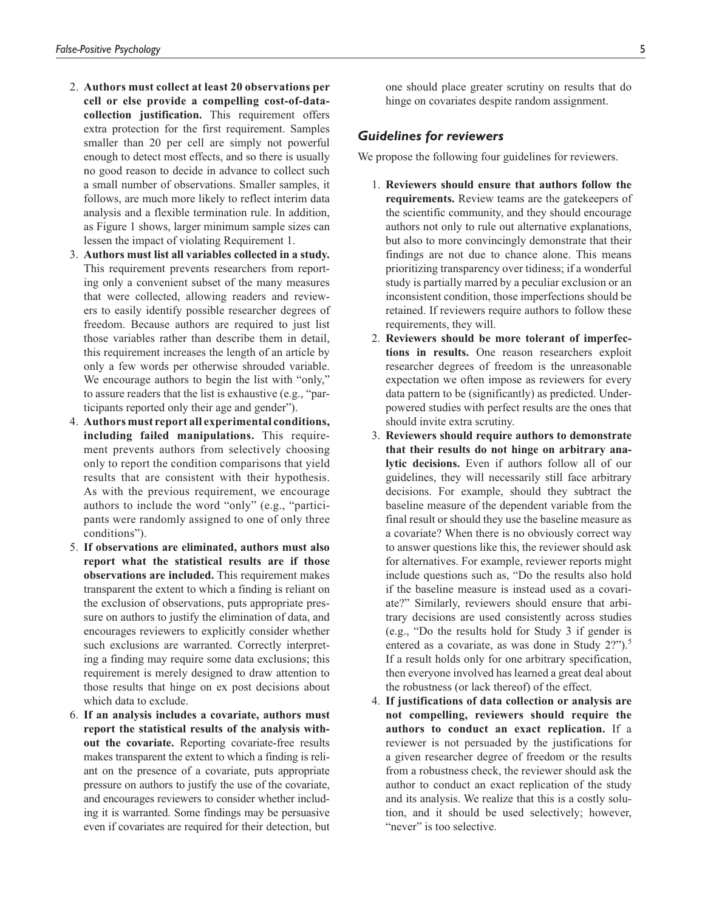2. **Authors must collect at least 20 observations per cell or else provide a compelling cost-of-data-collection justification.** This requirement offers extra protection for the first requirement. Samples smaller than 20 per cell are simply not powerful enough to detect most effects, and so there is usually no good reason to decide in advance to collect such a small number of observations. Smaller samples, it follows, are much more likely to reflect interim data analysis and a flexible termination rule. In addition, as Figure 1 shows, larger minimum sample sizes can lessen the impact of violating Requirement 1.
3. **Authors must list all variables collected in a study.** This requirement prevents researchers from reporting only a convenient subset of the many measures that were collected, allowing readers and reviewers to easily identify possible researcher degrees of freedom. Because authors are required to just list those variables rather than describe them in detail, this requirement increases the length of an article by only a few words per otherwise shrouded variable. We encourage authors to begin the list with "only," to assure readers that the list is exhaustive (e.g., "participants reported only their age and gender").
4. **Authors must report all experimental conditions, including failed manipulations.** This requirement prevents authors from selectively choosing only to report the condition comparisons that yield results that are consistent with their hypothesis. As with the previous requirement, we encourage authors to include the word "only" (e.g., "participants were randomly assigned to one of only three conditions").
5. **If observations are eliminated, authors must also report what the statistical results are if those observations are included.** This requirement makes transparent the extent to which a finding is reliant on the exclusion of observations, puts appropriate pressure on authors to justify the elimination of data, and encourages reviewers to explicitly consider whether such exclusions are warranted. Correctly interpreting a finding may require some data exclusions; this requirement is merely designed to draw attention to those results that hinge on ex post decisions about which data to exclude.
6. **If an analysis includes a covariate, authors must report the statistical results of the analysis without the covariate.** Reporting covariate-free results makes transparent the extent to which a finding is reliant on the presence of a covariate, puts appropriate pressure on authors to justify the use of the covariate, and encourages reviewers to consider whether including it is warranted. Some findings may be persuasive even if covariates are required for their detection, but one should place greater scrutiny on results that do hinge on covariates despite random assignment.

### *Guidelines for reviewers*

We propose the following four guidelines for reviewers.

1. **Reviewers should ensure that authors follow the requirements.** Review teams are the gatekeepers of the scientific community, and they should encourage authors not only to rule out alternative explanations, but also to more convincingly demonstrate that their findings are not due to chance alone. This means prioritizing transparency over tidiness; if a wonderful study is partially marred by a peculiar exclusion or an inconsistent condition, those imperfections should be retained. If reviewers require authors to follow these requirements, they will.
2. **Reviewers should be more tolerant of imperfections in results.** One reason researchers exploit researcher degrees of freedom is the unreasonable expectation we often impose as reviewers for every data pattern to be (significantly) as predicted. Underpowered studies with perfect results are the ones that should invite extra scrutiny.
3. **Reviewers should require authors to demonstrate that their results do not hinge on arbitrary analytic decisions.** Even if authors follow all of our guidelines, they will necessarily still face arbitrary decisions. For example, should they subtract the baseline measure of the dependent variable from the final result or should they use the baseline measure as a covariate? When there is no obviously correct way to answer questions like this, the reviewer should ask for alternatives. For example, reviewer reports might include questions such as, "Do the results also hold if the baseline measure is instead used as a covariate?" Similarly, reviewers should ensure that arbitrary decisions are used consistently across studies (e.g., "Do the results hold for Study 3 if gender is entered as a covariate, as was done in Study 2?").[5] If a result holds only for one arbitrary specification, then everyone involved has learned a great deal about the robustness (or lack thereof) of the effect.
4. **If justifications of data collection or analysis are not compelling, reviewers should require the authors to conduct an exact replication.** If a reviewer is not persuaded by the justifications for a given researcher degree of freedom or the results from a robustness check, the reviewer should ask the author to conduct an exact replication of the study and its analysis. We realize that this is a costly solution, and it should be used selectively; however, "never" is too selective.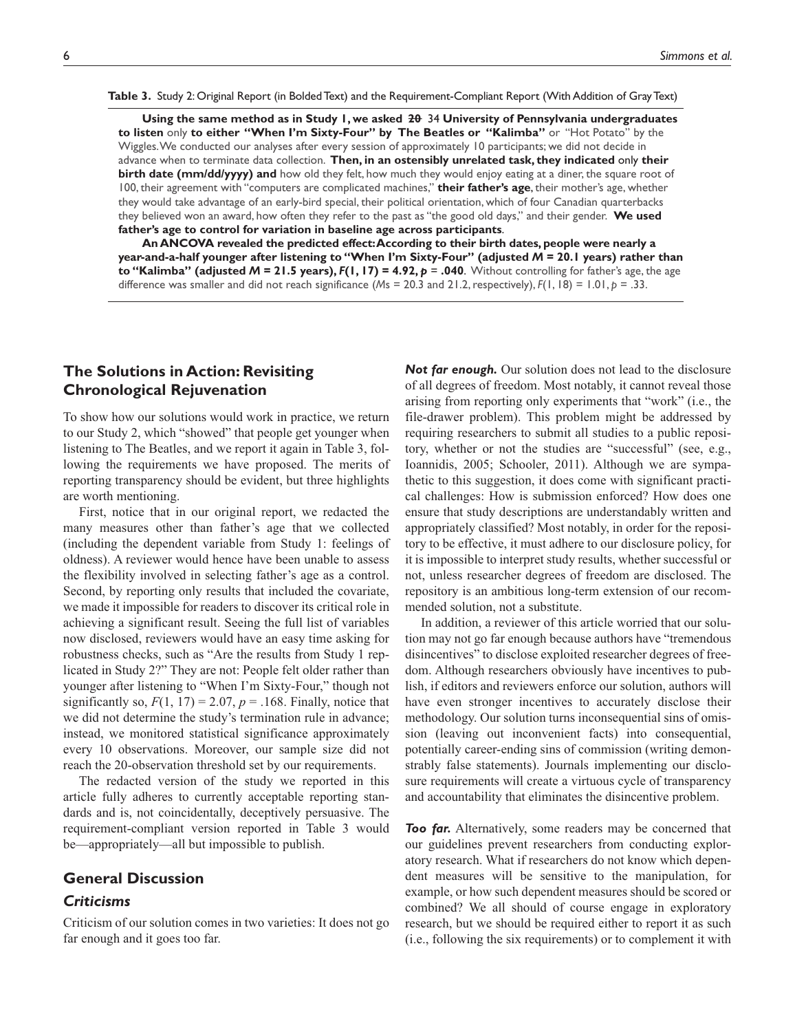**Table 3.** Study 2: Original Report (in Bolded Text) and the Requirement-Compliant Report (With Addition of Gray Text)

**Using the same method as in Study 1, we asked ~~20~~** 34 **University of Pennsylvania undergraduates to listen** only **to either "When I'm Sixty-Four" by The Beatles or "Kalimba"** or "Hot Potato" by the Wiggles. We conducted our analyses after every session of approximately 10 participants; we did not decide in advance when to terminate data collection. **Then, in an ostensibly unrelated task, they indicated** only **their birth date (mm/dd/yyyy) and** how old they felt, how much they would enjoy eating at a diner, the square root of 100, their agreement with "computers are complicated machines," **their father's age**, their mother's age, whether they would take advantage of an early-bird special, their political orientation, which of four Canadian quarterbacks they believed won an award, how often they refer to the past as "the good old days," and their gender. **We used father's age to control for variation in baseline age across participants**.

**An ANCOVA revealed the predicted effect: According to their birth dates, people were nearly a year-and-a-half younger after listening to "When I'm Sixty-Four" (adjusted $M$ = 20.1 years) rather than to "Kalimba" (adjusted $M$ = 21.5 years), $F(1, 17) = 4.92$, $p = .040$**. Without controlling for father's age, the age difference was smaller and did not reach significance ($M$s = 20.3 and 21.2, respectively), $F(1, 18) = 1.01$, $p = .33$.

## The Solutions in Action: Revisiting Chronological Rejuvenation

To show how our solutions would work in practice, we return to our Study 2, which "showed" that people get younger when listening to The Beatles, and we report it again in Table 3, following the requirements we have proposed. The merits of reporting transparency should be evident, but three highlights are worth mentioning.

First, notice that in our original report, we redacted the many measures other than father's age that we collected (including the dependent variable from Study 1: feelings of oldness). A reviewer would hence have been unable to assess the flexibility involved in selecting father's age as a control. Second, by reporting only results that included the covariate, we made it impossible for readers to discover its critical role in achieving a significant result. Seeing the full list of variables now disclosed, reviewers would have an easy time asking for robustness checks, such as "Are the results from Study 1 replicated in Study 2?" They are not: People felt older rather than younger after listening to "When I'm Sixty-Four," though not significantly so, $F(1, 17) = 2.07$, $p = .168$. Finally, notice that we did not determine the study's termination rule in advance; instead, we monitored statistical significance approximately every 10 observations. Moreover, our sample size did not reach the 20-observation threshold set by our requirements.

The redacted version of the study we reported in this article fully adheres to currently acceptable reporting standards and is, not coincidentally, deceptively persuasive. The requirement-compliant version reported in Table 3 would be—appropriately—all but impossible to publish.

## General Discussion

### *Criticisms*

Criticism of our solution comes in two varieties: It does not go far enough and it goes too far.

***Not far enough.*** Our solution does not lead to the disclosure of all degrees of freedom. Most notably, it cannot reveal those arising from reporting only experiments that "work" (i.e., the file-drawer problem). This problem might be addressed by requiring researchers to submit all studies to a public repository, whether or not the studies are "successful" (see, e.g., Ioannidis, 2005; Schooler, 2011). Although we are sympathetic to this suggestion, it does come with significant practical challenges: How is submission enforced? How does one ensure that study descriptions are understandably written and appropriately classified? Most notably, in order for the repository to be effective, it must adhere to our disclosure policy, for it is impossible to interpret study results, whether successful or not, unless researcher degrees of freedom are disclosed. The repository is an ambitious long-term extension of our recommended solution, not a substitute.

In addition, a reviewer of this article worried that our solution may not go far enough because authors have "tremendous disincentives" to disclose exploited researcher degrees of freedom. Although researchers obviously have incentives to publish, if editors and reviewers enforce our solution, authors will have even stronger incentives to accurately disclose their methodology. Our solution turns inconsequential sins of omission (leaving out inconvenient facts) into consequential, potentially career-ending sins of commission (writing demonstrably false statements). Journals implementing our disclosure requirements will create a virtuous cycle of transparency and accountability that eliminates the disincentive problem.

***Too far.*** Alternatively, some readers may be concerned that our guidelines prevent researchers from conducting exploratory research. What if researchers do not know which dependent measures will be sensitive to the manipulation, for example, or how such dependent measures should be scored or combined? We all should of course engage in exploratory research, but we should be required either to report it as such (i.e., following the six requirements) or to complement it with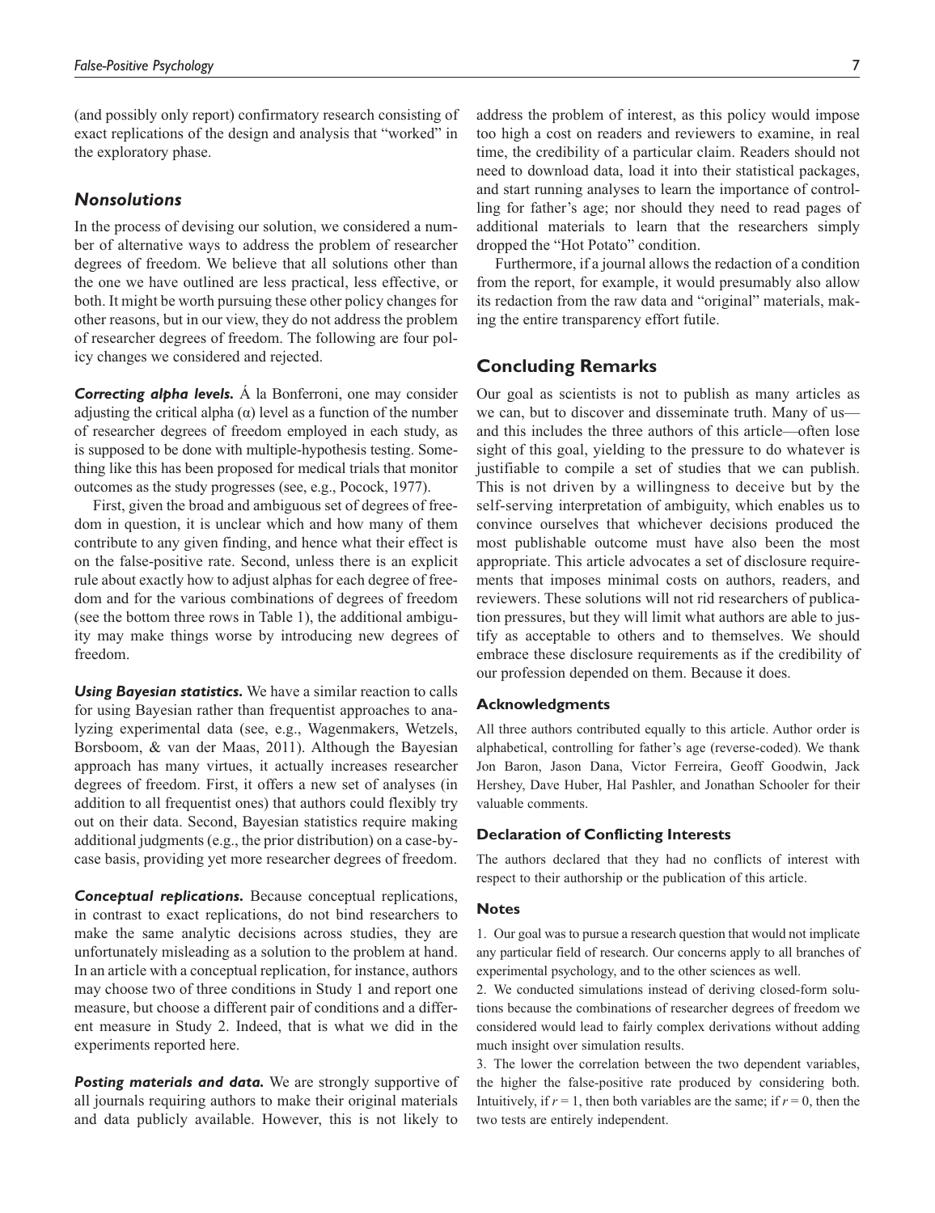(and possibly only report) confirmatory research consisting of exact replications of the design and analysis that "worked" in the exploratory phase.

### *Nonsolutions*

In the process of devising our solution, we considered a number of alternative ways to address the problem of researcher degrees of freedom. We believe that all solutions other than the one we have outlined are less practical, less effective, or both. It might be worth pursuing these other policy changes for other reasons, but in our view, they do not address the problem of researcher degrees of freedom. The following are four policy changes we considered and rejected.

***Correcting alpha levels.*** Á la Bonferroni, one may consider adjusting the critical alpha ($\alpha$) level as a function of the number of researcher degrees of freedom employed in each study, as is supposed to be done with multiple-hypothesis testing. Something like this has been proposed for medical trials that monitor outcomes as the study progresses (see, e.g., Pocock, 1977).

First, given the broad and ambiguous set of degrees of freedom in question, it is unclear which and how many of them contribute to any given finding, and hence what their effect is on the false-positive rate. Second, unless there is an explicit rule about exactly how to adjust alphas for each degree of freedom and for the various combinations of degrees of freedom (see the bottom three rows in Table 1), the additional ambiguity may make things worse by introducing new degrees of freedom.

***Using Bayesian statistics.*** We have a similar reaction to calls for using Bayesian rather than frequentist approaches to analyzing experimental data (see, e.g., Wagenmakers, Wetzels, Borsboom, & van der Maas, 2011). Although the Bayesian approach has many virtues, it actually increases researcher degrees of freedom. First, it offers a new set of analyses (in addition to all frequentist ones) that authors could flexibly try out on their data. Second, Bayesian statistics require making additional judgments (e.g., the prior distribution) on a case-by-case basis, providing yet more researcher degrees of freedom.

***Conceptual replications.*** Because conceptual replications, in contrast to exact replications, do not bind researchers to make the same analytic decisions across studies, they are unfortunately misleading as a solution to the problem at hand. In an article with a conceptual replication, for instance, authors may choose two of three conditions in Study 1 and report one measure, but choose a different pair of conditions and a different measure in Study 2. Indeed, that is what we did in the experiments reported here.

***Posting materials and data.*** We are strongly supportive of all journals requiring authors to make their original materials and data publicly available. However, this is not likely to address the problem of interest, as this policy would impose too high a cost on readers and reviewers to examine, in real time, the credibility of a particular claim. Readers should not need to download data, load it into their statistical packages, and start running analyses to learn the importance of controlling for father's age; nor should they need to read pages of additional materials to learn that the researchers simply dropped the "Hot Potato" condition.

Furthermore, if a journal allows the redaction of a condition from the report, for example, it would presumably also allow its redaction from the raw data and "original" materials, making the entire transparency effort futile.

## Concluding Remarks

Our goal as scientists is not to publish as many articles as we can, but to discover and disseminate truth. Many of us—and this includes the three authors of this article—often lose sight of this goal, yielding to the pressure to do whatever is justifiable to compile a set of studies that we can publish. This is not driven by a willingness to deceive but by the self-serving interpretation of ambiguity, which enables us to convince ourselves that whichever decisions produced the most publishable outcome must have also been the most appropriate. This article advocates a set of disclosure requirements that imposes minimal costs on authors, readers, and reviewers. These solutions will not rid researchers of publication pressures, but they will limit what authors are able to justify as acceptable to others and to themselves. We should embrace these disclosure requirements as if the credibility of our profession depended on them. Because it does.

### Acknowledgments

All three authors contributed equally to this article. Author order is alphabetical, controlling for father's age (reverse-coded). We thank Jon Baron, Jason Dana, Victor Ferreira, Geoff Goodwin, Jack Hershey, Dave Huber, Hal Pashler, and Jonathan Schooler for their valuable comments.

### Declaration of Conflicting Interests

The authors declared that they had no conflicts of interest with respect to their authorship or the publication of this article.

### Notes

1. Our goal was to pursue a research question that would not implicate any particular field of research. Our concerns apply to all branches of experimental psychology, and to the other sciences as well.

2. We conducted simulations instead of deriving closed-form solutions because the combinations of researcher degrees of freedom we considered would lead to fairly complex derivations without adding much insight over simulation results.

3. The lower the correlation between the two dependent variables, the higher the false-positive rate produced by considering both. Intuitively, if $r = 1$, then both variables are the same; if $r = 0$, then the two tests are entirely independent.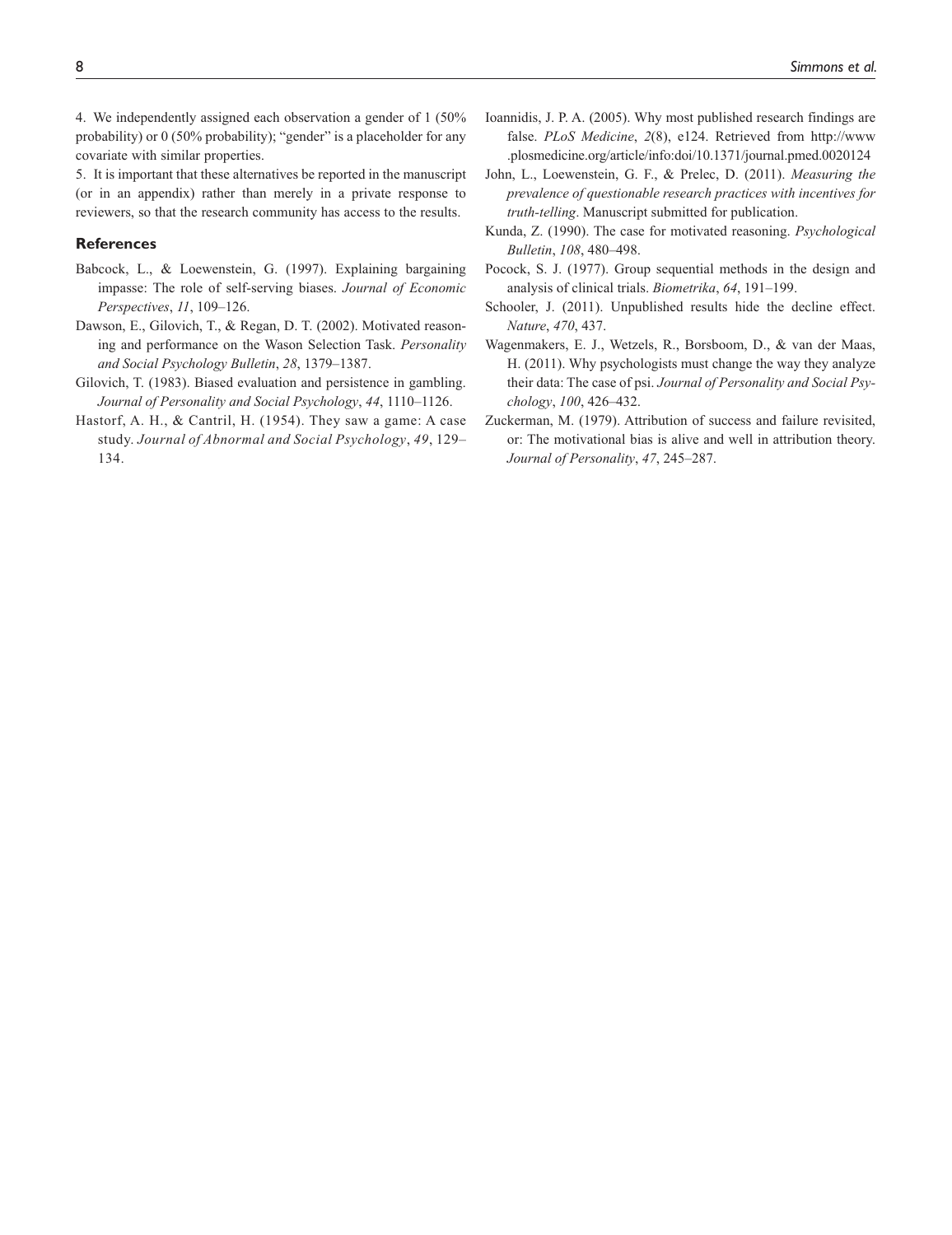4. We independently assigned each observation a gender of 1 (50% probability) or 0 (50% probability); "gender" is a placeholder for any covariate with similar properties.

5. It is important that these alternatives be reported in the manuscript (or in an appendix) rather than merely in a private response to reviewers, so that the research community has access to the results.

## References

Babcock, L., & Loewenstein, G. (1997). Explaining bargaining impasse: The role of self-serving biases. *Journal of Economic Perspectives*, *11*, 109–126.

Dawson, E., Gilovich, T., & Regan, D. T. (2002). Motivated reasoning and performance on the Wason Selection Task. *Personality and Social Psychology Bulletin*, *28*, 1379–1387.

Gilovich, T. (1983). Biased evaluation and persistence in gambling. *Journal of Personality and Social Psychology*, *44*, 1110–1126.

Hastorf, A. H., & Cantril, H. (1954). They saw a game: A case study. *Journal of Abnormal and Social Psychology*, *49*, 129–134.

Ioannidis, J. P. A. (2005). Why most published research findings are false. *PLoS Medicine*, *2*(8), e124. Retrieved from http://www.plosmedicine.org/article/info:doi/10.1371/journal.pmed.0020124

John, L., Loewenstein, G. F., & Prelec, D. (2011). *Measuring the prevalence of questionable research practices with incentives for truth-telling*. Manuscript submitted for publication.

Kunda, Z. (1990). The case for motivated reasoning. *Psychological Bulletin*, *108*, 480–498.

Pocock, S. J. (1977). Group sequential methods in the design and analysis of clinical trials. *Biometrika*, *64*, 191–199.

Schooler, J. (2011). Unpublished results hide the decline effect. *Nature*, *470*, 437.

Wagenmakers, E. J., Wetzels, R., Borsboom, D., & van der Maas, H. (2011). Why psychologists must change the way they analyze their data: The case of psi. *Journal of Personality and Social Psychology*, *100*, 426–432.

Zuckerman, M. (1979). Attribution of success and failure revisited, or: The motivational bias is alive and well in attribution theory. *Journal of Personality*, *47*, 245–287.